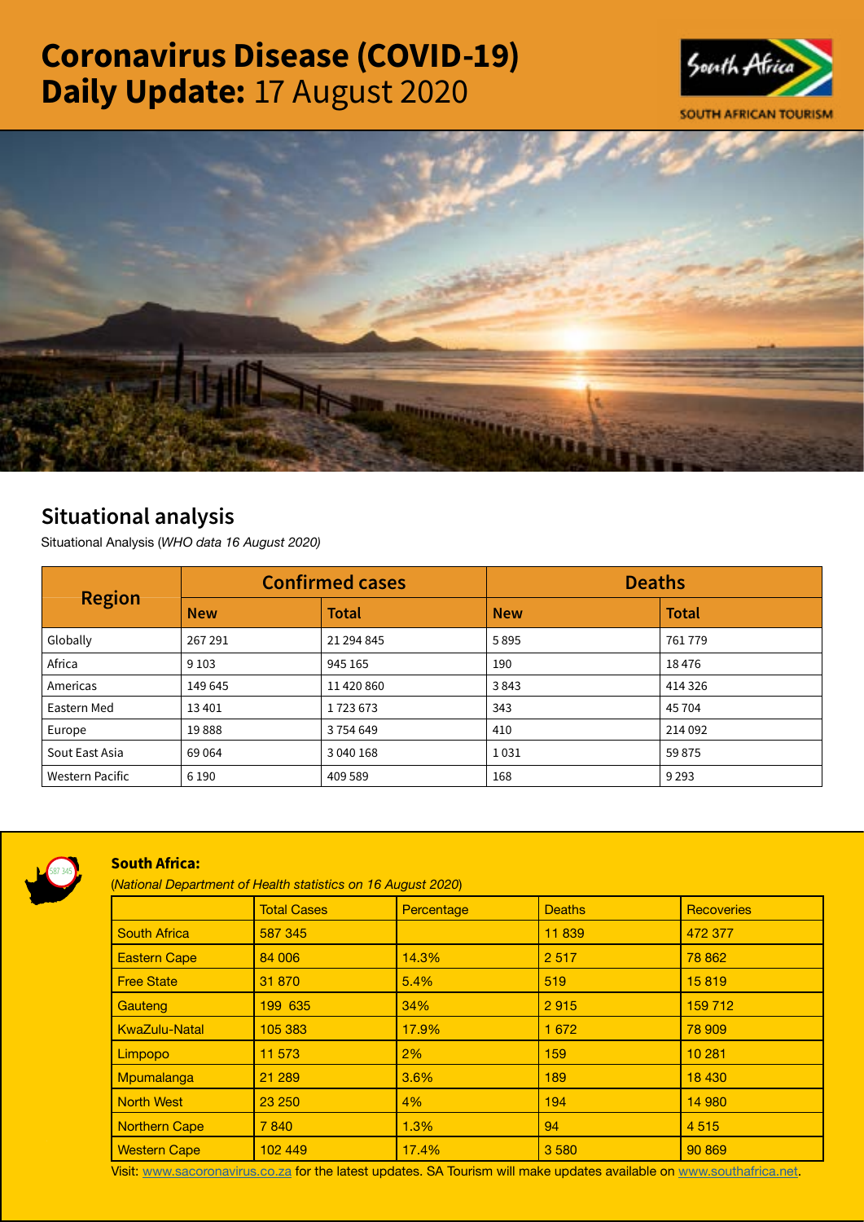# Coronavirus Disease (COVID-19) Daily Update: 17 August 2020

SOUTH AFRICAN TOURISM

## Situational analysis

Situational Analysis (*WHO data 16 August 2020*)

| Region | Confirmed cases | | Deaths | |
|---|---|---|---|---|
| | **New** | **Total** | **New** | **Total** |
| Globally | 267 291 | 21 294 845 | 5 895 | 761 779 |
| Africa | 9 103 | 945 165 | 190 | 18 476 |
| Americas | 149 645 | 11 420 860 | 3 843 | 414 326 |
| Eastern Med | 13 401 | 1 723 673 | 343 | 45 704 |
| Europe | 19 888 | 3 754 649 | 410 | 214 092 |
| Sout East Asia | 69 064 | 3 040 168 | 1 031 | 59 875 |
| Western Pacific | 6 190 | 409 589 | 168 | 9 293 |

### South Africa:

(*National Department of Health statistics on 16 August 2020*)

| | Total Cases | Percentage | Deaths | Recoveries |
|---|---|---|---|---|
| South Africa | 587 345 | | 11 839 | 472 377 |
| Eastern Cape | 84 006 | 14.3% | 2 517 | 78 862 |
| Free State | 31 870 | 5.4% | 519 | 15 819 |
| Gauteng | 199 635 | 34% | 2 915 | 159 712 |
| KwaZulu-Natal | 105 383 | 17.9% | 1 672 | 78 909 |
| Limpopo | 11 573 | 2% | 159 | 10 281 |
| Mpumalanga | 21 289 | 3.6% | 189 | 18 430 |
| North West | 23 250 | 4% | 194 | 14 980 |
| Northern Cape | 7 840 | 1.3% | 94 | 4 515 |
| Western Cape | 102 449 | 17.4% | 3 580 | 90 869 |

Visit: www.sacoronavirus.co.za for the latest updates. SA Tourism will make updates available on www.southafrica.net.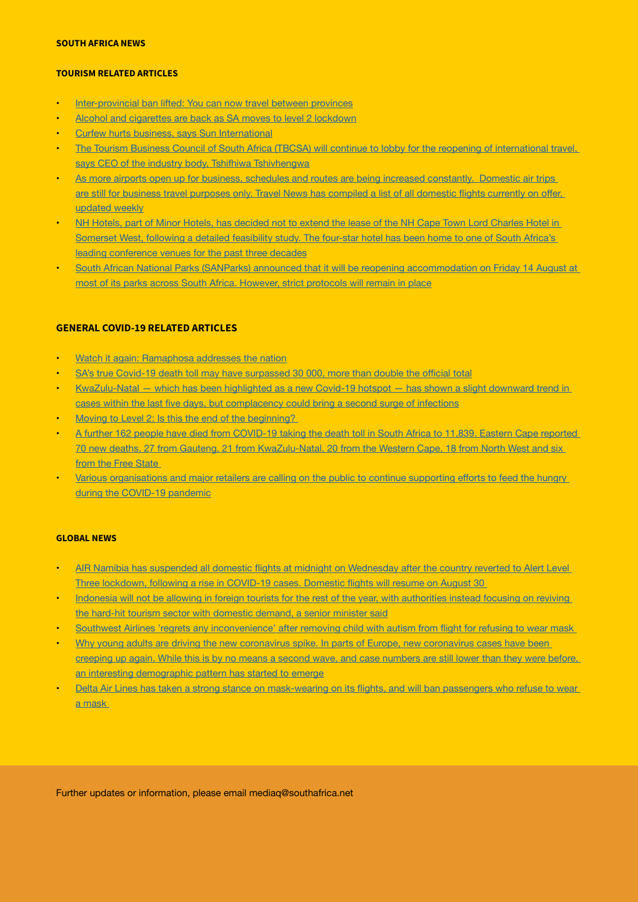**SOUTH AFRICA NEWS**

**TOURISM RELATED ARTICLES**

- Inter-provincial ban lifted: You can now travel between provinces
- Alcohol and cigarettes are back as SA moves to level 2 lockdown
- Curfew hurts business, says Sun International
- The Tourism Business Council of South Africa (TBCSA) will continue to lobby for the reopening of international travel, says CEO of the industry body, Tshifhiwa Tshivhengwa
- As more airports open up for business, schedules and routes are being increased constantly. Domestic air trips are still for business travel purposes only. Travel News has compiled a list of all domestic flights currently on offer, updated weekly
- NH Hotels, part of Minor Hotels, has decided not to extend the lease of the NH Cape Town Lord Charles Hotel in Somerset West, following a detailed feasibility study. The four-star hotel has been home to one of South Africa's leading conference venues for the past three decades
- South African National Parks (SANParks) announced that it will be reopening accommodation on Friday 14 August at most of its parks across South Africa. However, strict protocols will remain in place

**GENERAL COVID-19 RELATED ARTICLES**

- Watch it again: Ramaphosa addresses the nation
- SA's true Covid-19 death toll may have surpassed 30 000, more than double the official total
- KwaZulu-Natal — which has been highlighted as a new Covid-19 hotspot — has shown a slight downward trend in cases within the last five days, but complacency could bring a second surge of infections
- Moving to Level 2: Is this the end of the beginning?
- A further 162 people have died from COVID-19 taking the death toll in South Africa to 11,839. Eastern Cape reported 70 new deaths, 27 from Gauteng, 21 from KwaZulu-Natal, 20 from the Western Cape, 18 from North West and six from the Free State
- Various organisations and major retailers are calling on the public to continue supporting efforts to feed the hungry during the COVID-19 pandemic

**GLOBAL NEWS**

- AIR Namibia has suspended all domestic flights at midnight on Wednesday after the country reverted to Alert Level Three lockdown, following a rise in COVID-19 cases. Domestic flights will resume on August 30
- Indonesia will not be allowing in foreign tourists for the rest of the year, with authorities instead focusing on reviving the hard-hit tourism sector with domestic demand, a senior minister said
- Southwest Airlines 'regrets any inconvenience' after removing child with autism from flight for refusing to wear mask
- Why young adults are driving the new coronavirus spike. In parts of Europe, new coronavirus cases have been creeping up again. While this is by no means a second wave, and case numbers are still lower than they were before, an interesting demographic pattern has started to emerge
- Delta Air Lines has taken a strong stance on mask-wearing on its flights, and will ban passengers who refuse to wear a mask

Further updates or information, please email mediaq@southafrica.net